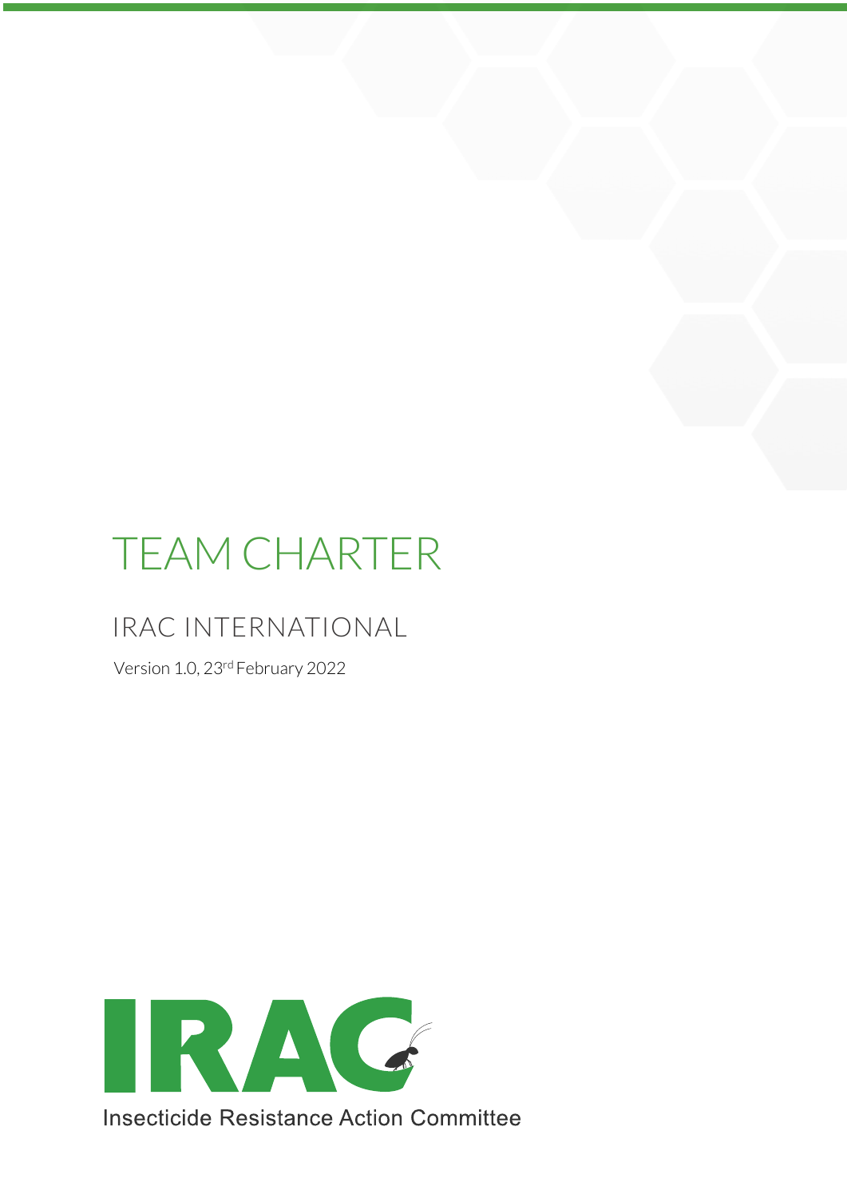# TEAM CHARTER

## IRAC INTERNATIONAL

Version 1.0, 23rd February 2022

IRAC

Insecticide Resistance Action Committee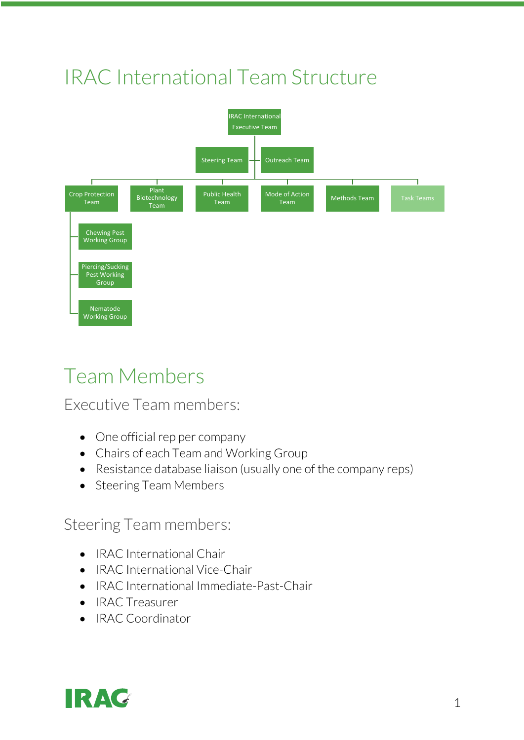# IRAC International Team Structure

- IRAC International Executive Team
  - Steering Team
  - Outreach Team
  - Crop Protection Team
    - Chewing Pest Working Group
    - Piercing/Sucking Pest Working Group
    - Nematode Working Group
  - Plant Biotechnology Team
  - Public Health Team
  - Mode of Action Team
  - Methods Team
  - Task Teams

# Team Members

## Executive Team members:

- One official rep per company
- Chairs of each Team and Working Group
- Resistance database liaison (usually one of the company reps)
- Steering Team Members

## Steering Team members:

- IRAC International Chair
- IRAC International Vice-Chair
- IRAC International Immediate-Past-Chair
- IRAC Treasurer
- IRAC Coordinator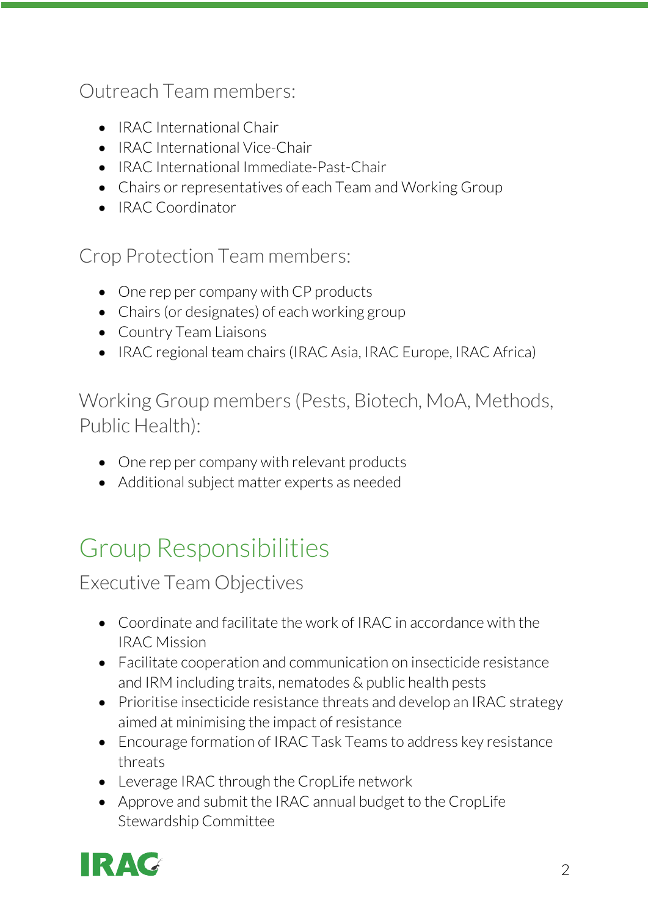### Outreach Team members:

- IRAC International Chair
- IRAC International Vice-Chair
- IRAC International Immediate-Past-Chair
- Chairs or representatives of each Team and Working Group
- IRAC Coordinator

### Crop Protection Team members:

- One rep per company with CP products
- Chairs (or designates) of each working group
- Country Team Liaisons
- IRAC regional team chairs (IRAC Asia, IRAC Europe, IRAC Africa)

### Working Group members (Pests, Biotech, MoA, Methods, Public Health):

- One rep per company with relevant products
- Additional subject matter experts as needed

## Group Responsibilities

### Executive Team Objectives

- Coordinate and facilitate the work of IRAC in accordance with the IRAC Mission
- Facilitate cooperation and communication on insecticide resistance and IRM including traits, nematodes & public health pests
- Prioritise insecticide resistance threats and develop an IRAC strategy aimed at minimising the impact of resistance
- Encourage formation of IRAC Task Teams to address key resistance threats
- Leverage IRAC through the CropLife network
- Approve and submit the IRAC annual budget to the CropLife Stewardship Committee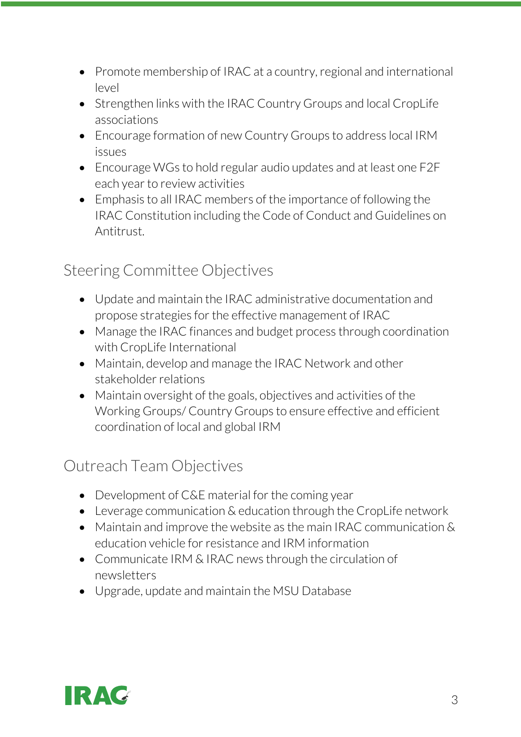- Promote membership of IRAC at a country, regional and international level
- Strengthen links with the IRAC Country Groups and local CropLife associations
- Encourage formation of new Country Groups to address local IRM issues
- Encourage WGs to hold regular audio updates and at least one F2F each year to review activities
- Emphasis to all IRAC members of the importance of following the IRAC Constitution including the Code of Conduct and Guidelines on Antitrust.

## Steering Committee Objectives

- Update and maintain the IRAC administrative documentation and propose strategies for the effective management of IRAC
- Manage the IRAC finances and budget process through coordination with CropLife International
- Maintain, develop and manage the IRAC Network and other stakeholder relations
- Maintain oversight of the goals, objectives and activities of the Working Groups/ Country Groups to ensure effective and efficient coordination of local and global IRM

## Outreach Team Objectives

- Development of C&E material for the coming year
- Leverage communication & education through the CropLife network
- Maintain and improve the website as the main IRAC communication & education vehicle for resistance and IRM information
- Communicate IRM & IRAC news through the circulation of newsletters
- Upgrade, update and maintain the MSU Database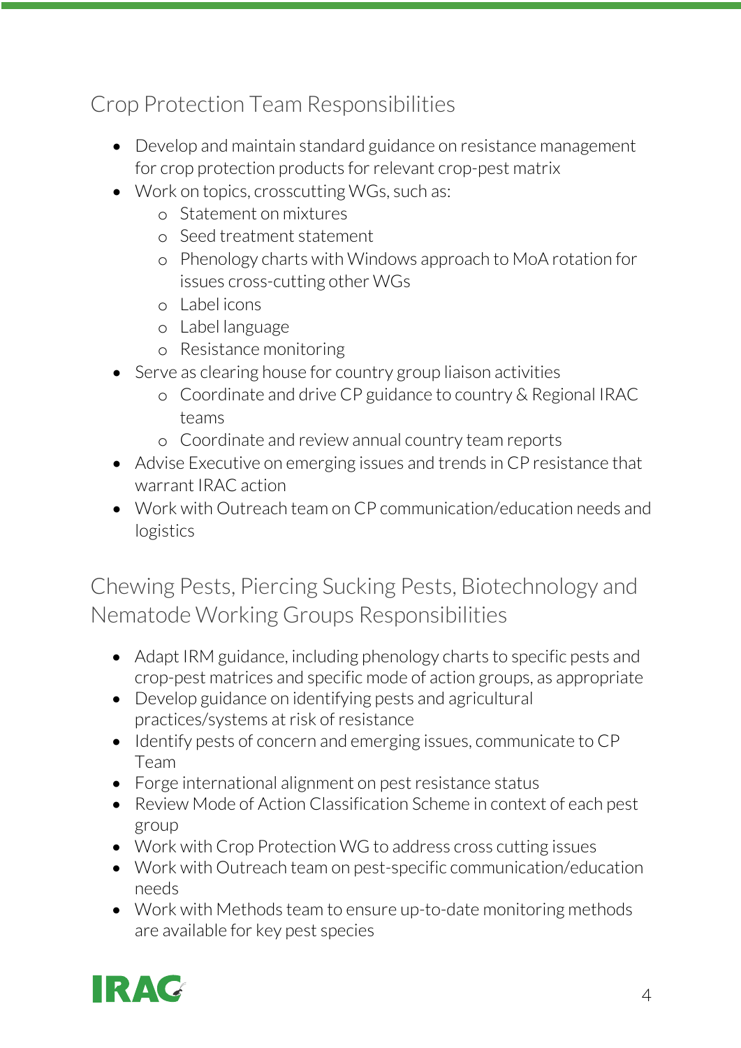## Crop Protection Team Responsibilities

- Develop and maintain standard guidance on resistance management for crop protection products for relevant crop-pest matrix
- Work on topics, crosscutting WGs, such as:
  - Statement on mixtures
  - Seed treatment statement
  - Phenology charts with Windows approach to MoA rotation for issues cross-cutting other WGs
  - Label icons
  - Label language
  - Resistance monitoring
- Serve as clearing house for country group liaison activities
  - Coordinate and drive CP guidance to country & Regional IRAC teams
  - Coordinate and review annual country team reports
- Advise Executive on emerging issues and trends in CP resistance that warrant IRAC action
- Work with Outreach team on CP communication/education needs and logistics

## Chewing Pests, Piercing Sucking Pests, Biotechnology and Nematode Working Groups Responsibilities

- Adapt IRM guidance, including phenology charts to specific pests and crop-pest matrices and specific mode of action groups, as appropriate
- Develop guidance on identifying pests and agricultural practices/systems at risk of resistance
- Identify pests of concern and emerging issues, communicate to CP Team
- Forge international alignment on pest resistance status
- Review Mode of Action Classification Scheme in context of each pest group
- Work with Crop Protection WG to address cross cutting issues
- Work with Outreach team on pest-specific communication/education needs
- Work with Methods team to ensure up-to-date monitoring methods are available for key pest species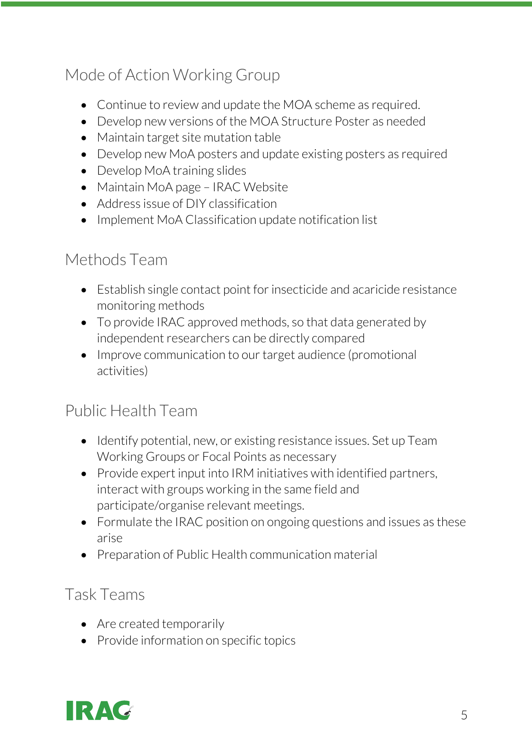## Mode of Action Working Group

- Continue to review and update the MOA scheme as required.
- Develop new versions of the MOA Structure Poster as needed
- Maintain target site mutation table
- Develop new MoA posters and update existing posters as required
- Develop MoA training slides
- Maintain MoA page – IRAC Website
- Address issue of DIY classification
- Implement MoA Classification update notification list

## Methods Team

- Establish single contact point for insecticide and acaricide resistance monitoring methods
- To provide IRAC approved methods, so that data generated by independent researchers can be directly compared
- Improve communication to our target audience (promotional activities)

## Public Health Team

- Identify potential, new, or existing resistance issues. Set up Team Working Groups or Focal Points as necessary
- Provide expert input into IRM initiatives with identified partners, interact with groups working in the same field and participate/organise relevant meetings.
- Formulate the IRAC position on ongoing questions and issues as these arise
- Preparation of Public Health communication material

## Task Teams

- Are created temporarily
- Provide information on specific topics